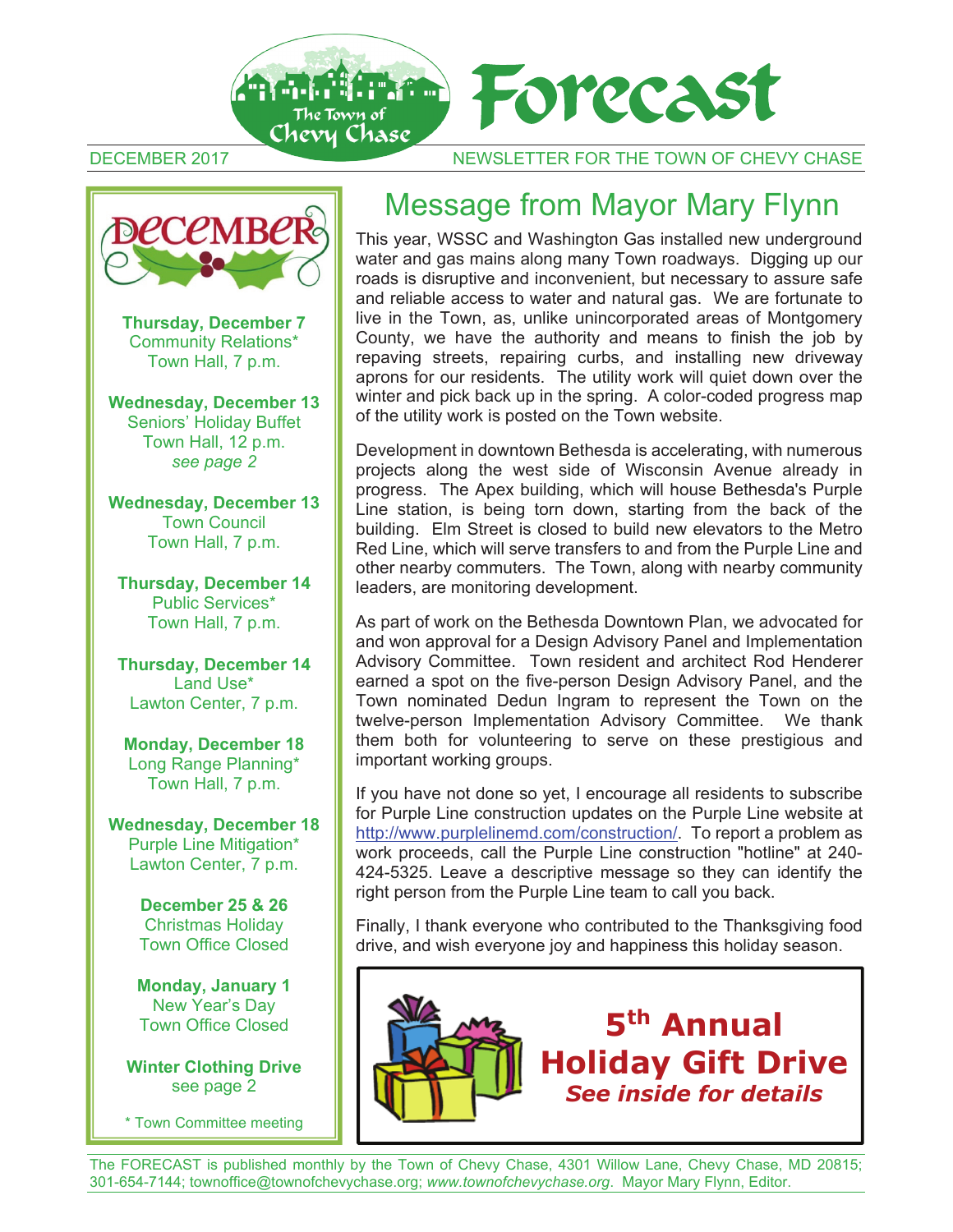# Forecast

The Town of Chevy Chase

DECEMBER 2017 — NEWSLETTER FOR THE TOWN OF CHEVY CHASE

## December

**Thursday, December 7**
Community Relations*
Town Hall, 7 p.m.

**Wednesday, December 13**
Seniors' Holiday Buffet
Town Hall, 12 p.m.
*see page 2*

**Wednesday, December 13**
Town Council
Town Hall, 7 p.m.

**Thursday, December 14**
Public Services*
Town Hall, 7 p.m.

**Thursday, December 14**
Land Use*
Lawton Center, 7 p.m.

**Monday, December 18**
Long Range Planning*
Town Hall, 7 p.m.

**Wednesday, December 18**
Purple Line Mitigation*
Lawton Center, 7 p.m.

**December 25 & 26**
Christmas Holiday
Town Office Closed

**Monday, January 1**
New Year's Day
Town Office Closed

**Winter Clothing Drive**
see page 2

* Town Committee meeting

# Message from Mayor Mary Flynn

This year, WSSC and Washington Gas installed new underground water and gas mains along many Town roadways. Digging up our roads is disruptive and inconvenient, but necessary to assure safe and reliable access to water and natural gas. We are fortunate to live in the Town, as, unlike unincorporated areas of Montgomery County, we have the authority and means to finish the job by repaving streets, repairing curbs, and installing new driveway aprons for our residents. The utility work will quiet down over the winter and pick back up in the spring. A color-coded progress map of the utility work is posted on the Town website.

Development in downtown Bethesda is accelerating, with numerous projects along the west side of Wisconsin Avenue already in progress. The Apex building, which will house Bethesda's Purple Line station, is being torn down, starting from the back of the building. Elm Street is closed to build new elevators to the Metro Red Line, which will serve transfers to and from the Purple Line and other nearby commuters. The Town, along with nearby community leaders, are monitoring development.

As part of work on the Bethesda Downtown Plan, we advocated for and won approval for a Design Advisory Panel and Implementation Advisory Committee. Town resident and architect Rod Henderer earned a spot on the five-person Design Advisory Panel, and the Town nominated Dedun Ingram to represent the Town on the twelve-person Implementation Advisory Committee. We thank them both for volunteering to serve on these prestigious and important working groups.

If you have not done so yet, I encourage all residents to subscribe for Purple Line construction updates on the Purple Line website at http://www.purplelinemd.com/construction/. To report a problem as work proceeds, call the Purple Line construction "hotline" at 240-424-5325. Leave a descriptive message so they can identify the right person from the Purple Line team to call you back.

Finally, I thank everyone who contributed to the Thanksgiving food drive, and wish everyone joy and happiness this holiday season.

## 5th Annual Holiday Gift Drive

***See inside for details***

The FORECAST is published monthly by the Town of Chevy Chase, 4301 Willow Lane, Chevy Chase, MD 20815; 301-654-7144; townoffice@townofchevychase.org; *www.townofchevychase.org*. Mayor Mary Flynn, Editor.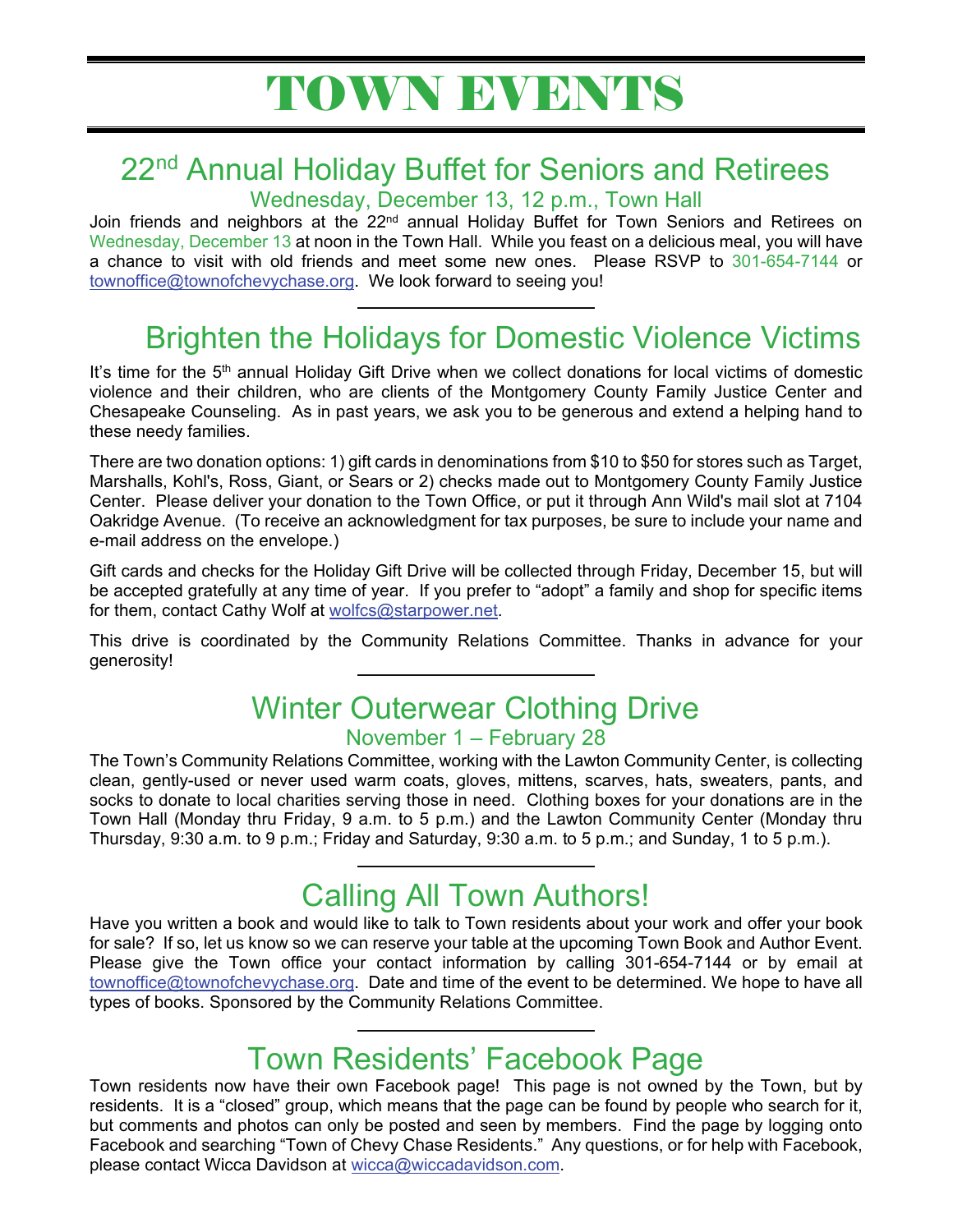# TOWN EVENTS

## 22nd Annual Holiday Buffet for Seniors and Retirees

### Wednesday, December 13, 12 p.m., Town Hall

Join friends and neighbors at the 22nd annual Holiday Buffet for Town Seniors and Retirees on Wednesday, December 13 at noon in the Town Hall. While you feast on a delicious meal, you will have a chance to visit with old friends and meet some new ones. Please RSVP to 301-654-7144 or townoffice@townofchevychase.org. We look forward to seeing you!

---

## Brighten the Holidays for Domestic Violence Victims

It's time for the 5th annual Holiday Gift Drive when we collect donations for local victims of domestic violence and their children, who are clients of the Montgomery County Family Justice Center and Chesapeake Counseling. As in past years, we ask you to be generous and extend a helping hand to these needy families.

There are two donation options: 1) gift cards in denominations from $10 to $50 for stores such as Target, Marshalls, Kohl's, Ross, Giant, or Sears or 2) checks made out to Montgomery County Family Justice Center. Please deliver your donation to the Town Office, or put it through Ann Wild's mail slot at 7104 Oakridge Avenue. (To receive an acknowledgment for tax purposes, be sure to include your name and e-mail address on the envelope.)

Gift cards and checks for the Holiday Gift Drive will be collected through Friday, December 15, but will be accepted gratefully at any time of year. If you prefer to "adopt" a family and shop for specific items for them, contact Cathy Wolf at wolfcs@starpower.net.

This drive is coordinated by the Community Relations Committee. Thanks in advance for your generosity!

---

## Winter Outerwear Clothing Drive

### November 1 – February 28

The Town's Community Relations Committee, working with the Lawton Community Center, is collecting clean, gently-used or never used warm coats, gloves, mittens, scarves, hats, sweaters, pants, and socks to donate to local charities serving those in need. Clothing boxes for your donations are in the Town Hall (Monday thru Friday, 9 a.m. to 5 p.m.) and the Lawton Community Center (Monday thru Thursday, 9:30 a.m. to 9 p.m.; Friday and Saturday, 9:30 a.m. to 5 p.m.; and Sunday, 1 to 5 p.m.).

---

## Calling All Town Authors!

Have you written a book and would like to talk to Town residents about your work and offer your book for sale? If so, let us know so we can reserve your table at the upcoming Town Book and Author Event. Please give the Town office your contact information by calling 301-654-7144 or by email at townoffice@townofchevychase.org. Date and time of the event to be determined. We hope to have all types of books. Sponsored by the Community Relations Committee.

---

## Town Residents' Facebook Page

Town residents now have their own Facebook page! This page is not owned by the Town, but by residents. It is a "closed" group, which means that the page can be found by people who search for it, but comments and photos can only be posted and seen by members. Find the page by logging onto Facebook and searching "Town of Chevy Chase Residents." Any questions, or for help with Facebook, please contact Wicca Davidson at wicca@wiccadavidson.com.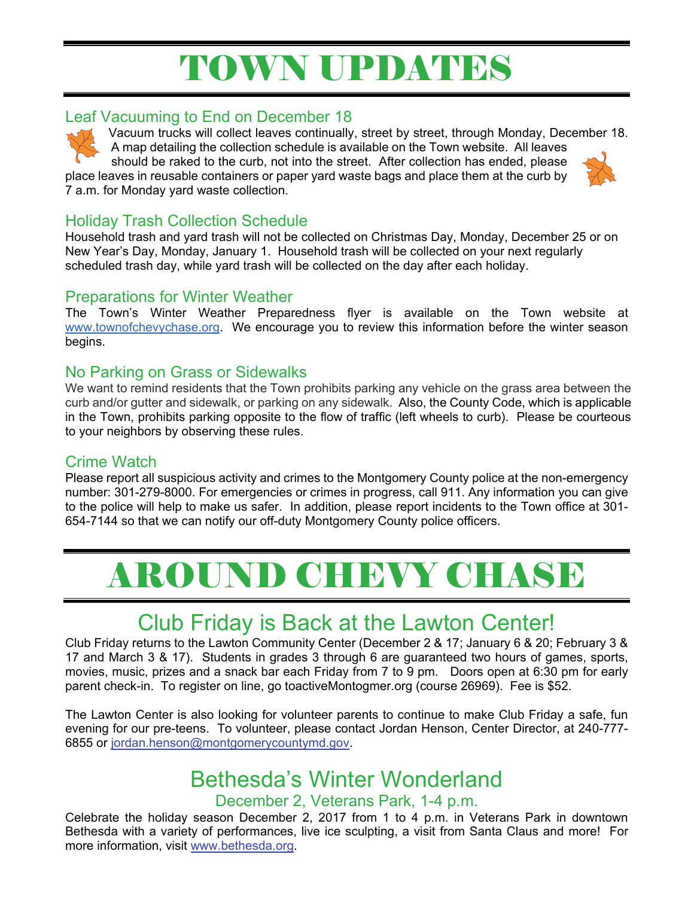# TOWN UPDATES

## Leaf Vacuuming to End on December 18

Vacuum trucks will collect leaves continually, street by street, through Monday, December 18. A map detailing the collection schedule is available on the Town website. All leaves should be raked to the curb, not into the street. After collection has ended, please place leaves in reusable containers or paper yard waste bags and place them at the curb by 7 a.m. for Monday yard waste collection.

## Holiday Trash Collection Schedule

Household trash and yard trash will not be collected on Christmas Day, Monday, December 25 or on New Year's Day, Monday, January 1. Household trash will be collected on your next regularly scheduled trash day, while yard trash will be collected on the day after each holiday.

## Preparations for Winter Weather

The Town's Winter Weather Preparedness flyer is available on the Town website at www.townofchevychase.org. We encourage you to review this information before the winter season begins.

## No Parking on Grass or Sidewalks

We want to remind residents that the Town prohibits parking any vehicle on the grass area between the curb and/or gutter and sidewalk, or parking on any sidewalk. Also, the County Code, which is applicable in the Town, prohibits parking opposite to the flow of traffic (left wheels to curb). Please be courteous to your neighbors by observing these rules.

## Crime Watch

Please report all suspicious activity and crimes to the Montgomery County police at the non-emergency number: 301-279-8000. For emergencies or crimes in progress, call 911. Any information you can give to the police will help to make us safer. In addition, please report incidents to the Town office at 301-654-7144 so that we can notify our off-duty Montgomery County police officers.

# AROUND CHEVY CHASE

## Club Friday is Back at the Lawton Center!

Club Friday returns to the Lawton Community Center (December 2 & 17; January 6 & 20; February 3 & 17 and March 3 & 17). Students in grades 3 through 6 are guaranteed two hours of games, sports, movies, music, prizes and a snack bar each Friday from 7 to 9 pm. Doors open at 6:30 pm for early parent check-in. To register on line, go toactiveMontogmer.org (course 26969). Fee is $52.

The Lawton Center is also looking for volunteer parents to continue to make Club Friday a safe, fun evening for our pre-teens. To volunteer, please contact Jordan Henson, Center Director, at 240-777-6855 or jordan.henson@montgomerycountymd.gov.

## Bethesda's Winter Wonderland

### December 2, Veterans Park, 1-4 p.m.

Celebrate the holiday season December 2, 2017 from 1 to 4 p.m. in Veterans Park in downtown Bethesda with a variety of performances, live ice sculpting, a visit from Santa Claus and more! For more information, visit www.bethesda.org.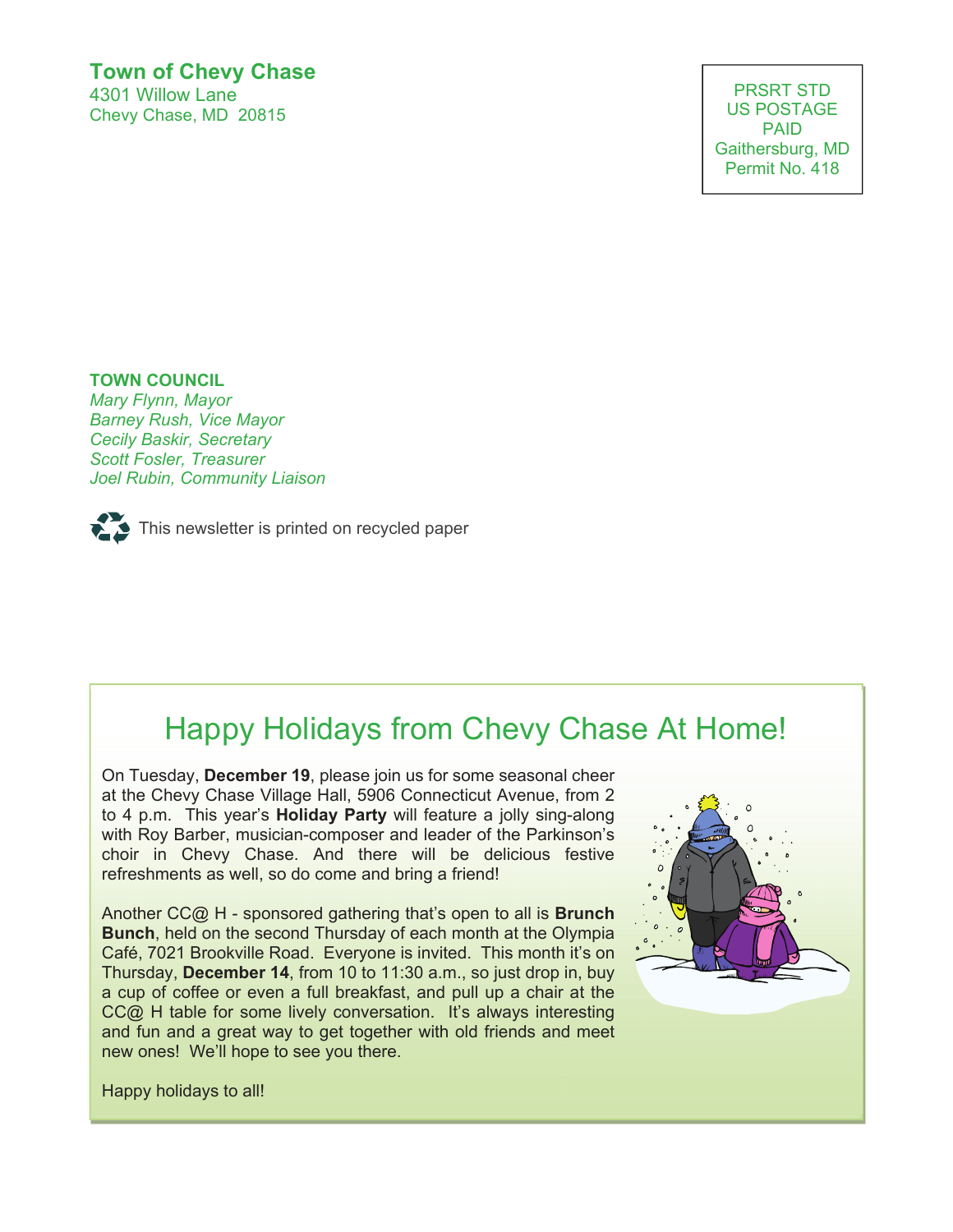**Town of Chevy Chase**
4301 Willow Lane
Chevy Chase, MD 20815

PRSRT STD
US POSTAGE
PAID
Gaithersburg, MD
Permit No. 418

**TOWN COUNCIL**
*Mary Flynn, Mayor*
*Barney Rush, Vice Mayor*
*Cecily Baskir, Secretary*
*Scott Fosler, Treasurer*
*Joel Rubin, Community Liaison*

This newsletter is printed on recycled paper

# Happy Holidays from Chevy Chase At Home!

On Tuesday, **December 19**, please join us for some seasonal cheer at the Chevy Chase Village Hall, 5906 Connecticut Avenue, from 2 to 4 p.m. This year's **Holiday Party** will feature a jolly sing-along with Roy Barber, musician-composer and leader of the Parkinson's choir in Chevy Chase. And there will be delicious festive refreshments as well, so do come and bring a friend!

Another CC@ H - sponsored gathering that's open to all is **Brunch Bunch**, held on the second Thursday of each month at the Olympia Café, 7021 Brookville Road. Everyone is invited. This month it's on Thursday, **December 14**, from 10 to 11:30 a.m., so just drop in, buy a cup of coffee or even a full breakfast, and pull up a chair at the CC@ H table for some lively conversation. It's always interesting and fun and a great way to get together with old friends and meet new ones! We'll hope to see you there.

Happy holidays to all!